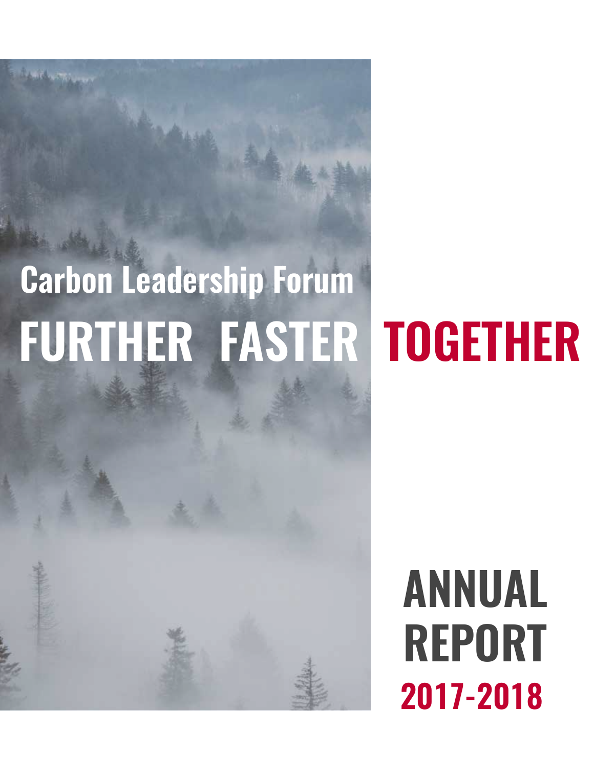# Carbon Leadership Forum

# FURTHER FASTER TOGETHER

# ANNUAL REPORT

## 2017-2018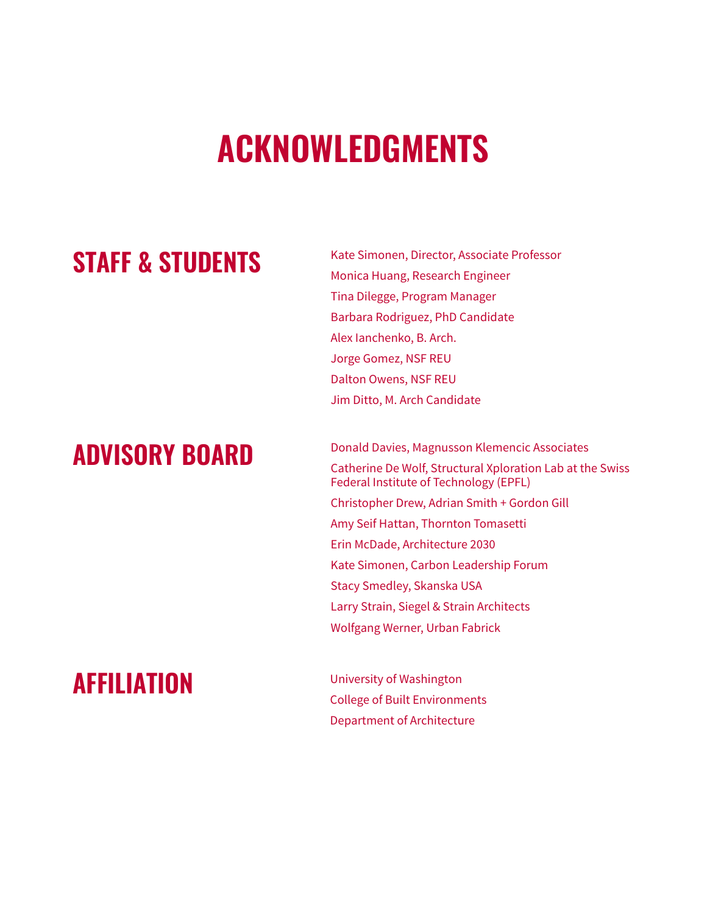# ACKNOWLEDGMENTS

## STAFF & STUDENTS

Kate Simonen, Director, Associate Professor

Monica Huang, Research Engineer

Tina Dilegge, Program Manager

Barbara Rodriguez, PhD Candidate

Alex Ianchenko, B. Arch.

Jorge Gomez, NSF REU

Dalton Owens, NSF REU

Jim Ditto, M. Arch Candidate

## ADVISORY BOARD

Donald Davies, Magnusson Klemencic Associates

Catherine De Wolf, Structural Xploration Lab at the Swiss Federal Institute of Technology (EPFL)

Christopher Drew, Adrian Smith + Gordon Gill

Amy Seif Hattan, Thornton Tomasetti

Erin McDade, Architecture 2030

Kate Simonen, Carbon Leadership Forum

Stacy Smedley, Skanska USA

Larry Strain, Siegel & Strain Architects

Wolfgang Werner, Urban Fabrick

## AFFILIATION

University of Washington

College of Built Environments

Department of Architecture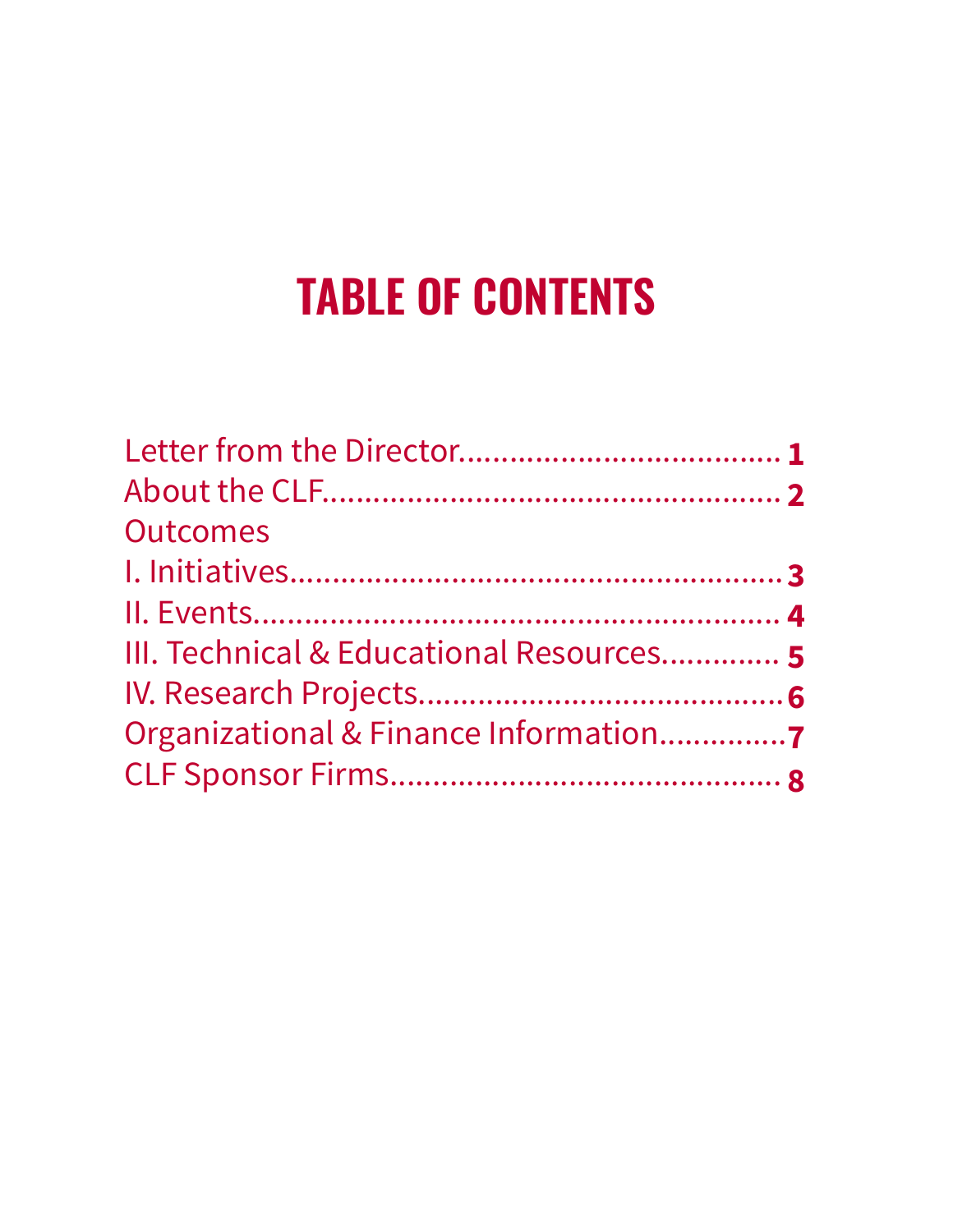# TABLE OF CONTENTS

Letter from the Director.................................... **1**
About the CLF.................................................... **2**
Outcomes
I. Initiatives........................................................ **3**
II. Events............................................................ **4**
III. Technical & Educational Resources............. **5**
IV. Research Projects.......................................... **6**
Organizational & Finance Information.............. **7**
CLF Sponsor Firms............................................. **8**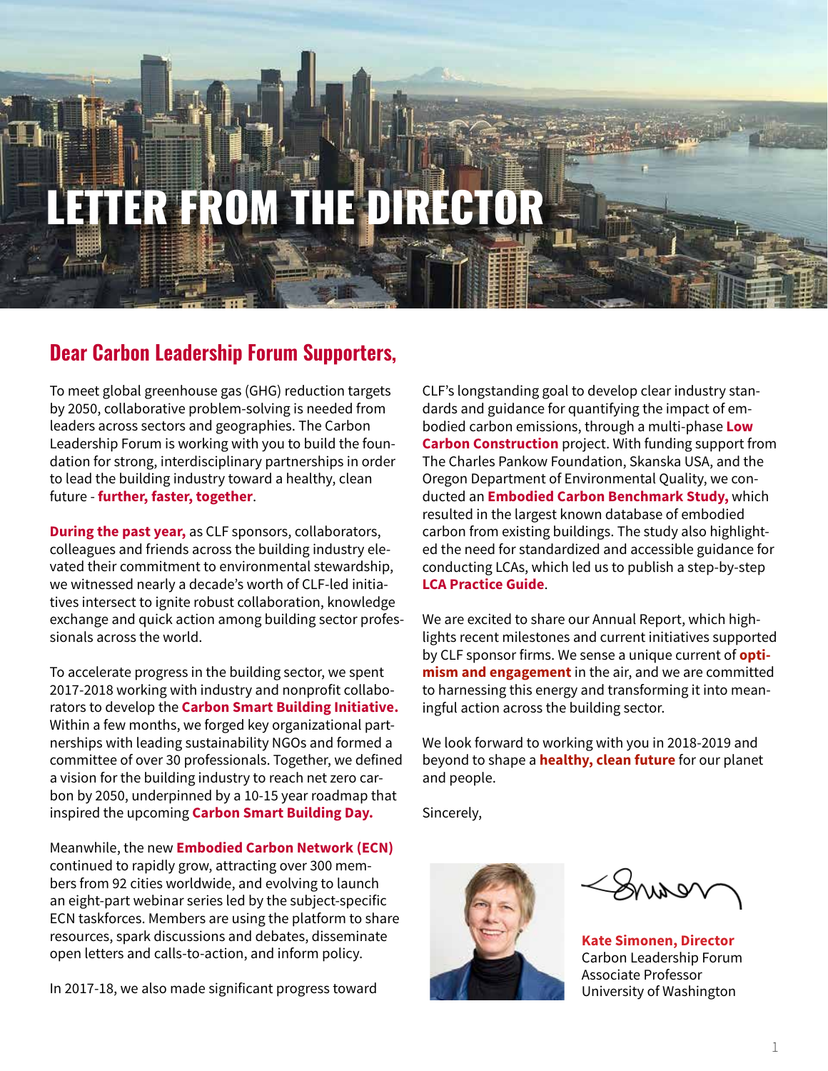# LETTER FROM THE DIRECTOR

## Dear Carbon Leadership Forum Supporters,

To meet global greenhouse gas (GHG) reduction targets by 2050, collaborative problem-solving is needed from leaders across sectors and geographies. The Carbon Leadership Forum is working with you to build the foundation for strong, interdisciplinary partnerships in order to lead the building industry toward a healthy, clean future - **further, faster, together**.

**During the past year,** as CLF sponsors, collaborators, colleagues and friends across the building industry elevated their commitment to environmental stewardship, we witnessed nearly a decade's worth of CLF-led initiatives intersect to ignite robust collaboration, knowledge exchange and quick action among building sector professionals across the world.

To accelerate progress in the building sector, we spent 2017-2018 working with industry and nonprofit collaborators to develop the **Carbon Smart Building Initiative.** Within a few months, we forged key organizational partnerships with leading sustainability NGOs and formed a committee of over 30 professionals. Together, we defined a vision for the building industry to reach net zero carbon by 2050, underpinned by a 10-15 year roadmap that inspired the upcoming **Carbon Smart Building Day.**

Meanwhile, the new **Embodied Carbon Network (ECN)** continued to rapidly grow, attracting over 300 members from 92 cities worldwide, and evolving to launch an eight-part webinar series led by the subject-specific ECN taskforces. Members are using the platform to share resources, spark discussions and debates, disseminate open letters and calls-to-action, and inform policy.

In 2017-18, we also made significant progress toward CLF's longstanding goal to develop clear industry standards and guidance for quantifying the impact of embodied carbon emissions, through a multi-phase **Low Carbon Construction** project. With funding support from The Charles Pankow Foundation, Skanska USA, and the Oregon Department of Environmental Quality, we conducted an **Embodied Carbon Benchmark Study,** which resulted in the largest known database of embodied carbon from existing buildings. The study also highlighted the need for standardized and accessible guidance for conducting LCAs, which led us to publish a step-by-step **LCA Practice Guide**.

We are excited to share our Annual Report, which highlights recent milestones and current initiatives supported by CLF sponsor firms. We sense a unique current of **optimism and engagement** in the air, and we are committed to harnessing this energy and transforming it into meaningful action across the building sector.

We look forward to working with you in 2018-2019 and beyond to shape a **healthy, clean future** for our planet and people.

Sincerely,

**Kate Simonen, Director**
Carbon Leadership Forum
Associate Professor
University of Washington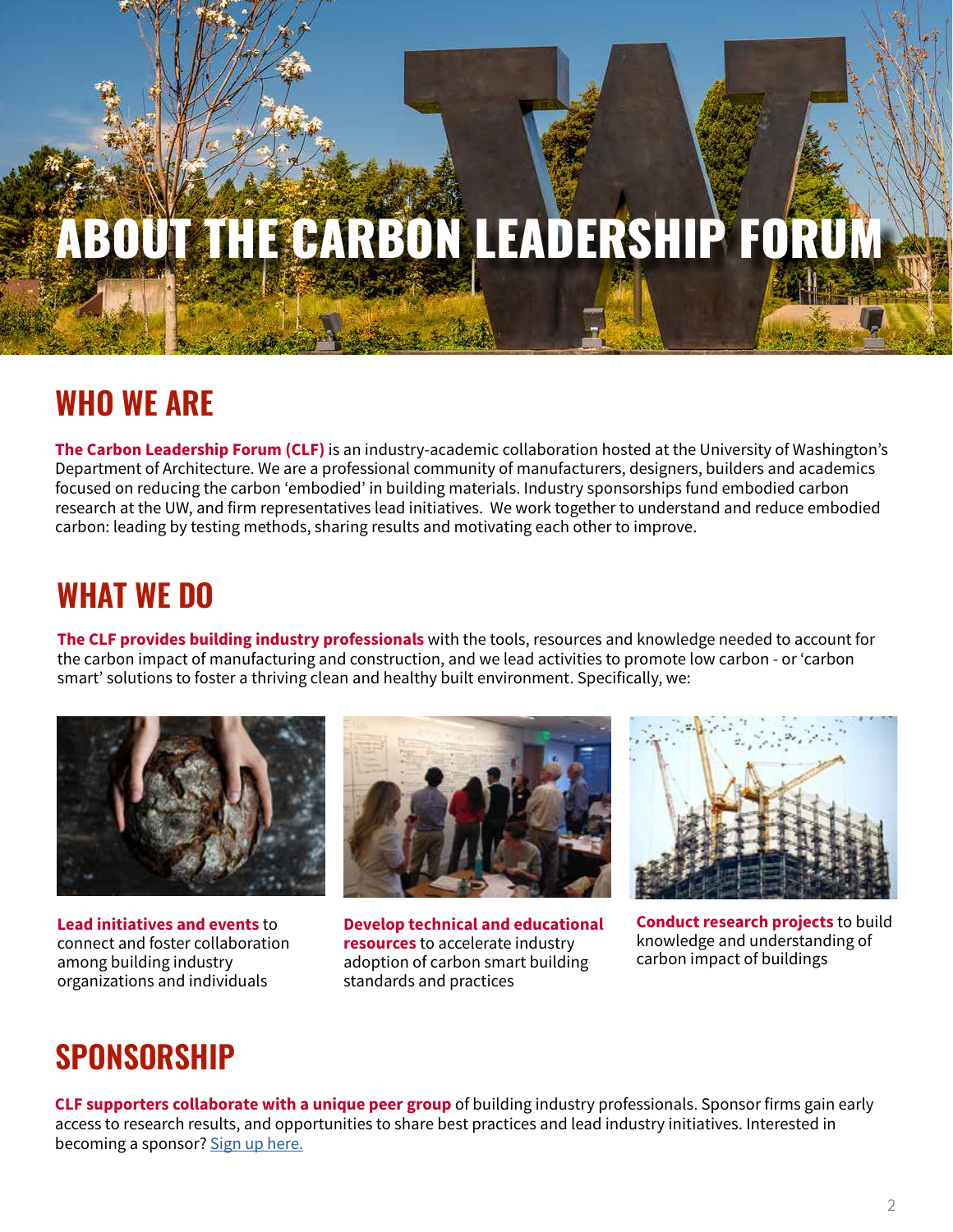# ABOUT THE CARBON LEADERSHIP FORUM

## WHO WE ARE

**The Carbon Leadership Forum (CLF)** is an industry-academic collaboration hosted at the University of Washington's Department of Architecture. We are a professional community of manufacturers, designers, builders and academics focused on reducing the carbon 'embodied' in building materials. Industry sponsorships fund embodied carbon research at the UW, and firm representatives lead initiatives. We work together to understand and reduce embodied carbon: leading by testing methods, sharing results and motivating each other to improve.

## WHAT WE DO

**The CLF provides building industry professionals** with the tools, resources and knowledge needed to account for the carbon impact of manufacturing and construction, and we lead activities to promote low carbon - or 'carbon smart' solutions to foster a thriving clean and healthy built environment. Specifically, we:

**Lead initiatives and events** to connect and foster collaboration among building industry organizations and individuals

**Develop technical and educational resources** to accelerate industry adoption of carbon smart building standards and practices

**Conduct research projects** to build knowledge and understanding of carbon impact of buildings

## SPONSORSHIP

**CLF supporters collaborate with a unique peer group** of building industry professionals. Sponsor firms gain early access to research results, and opportunities to share best practices and lead industry initiatives. Interested in becoming a sponsor? Sign up here.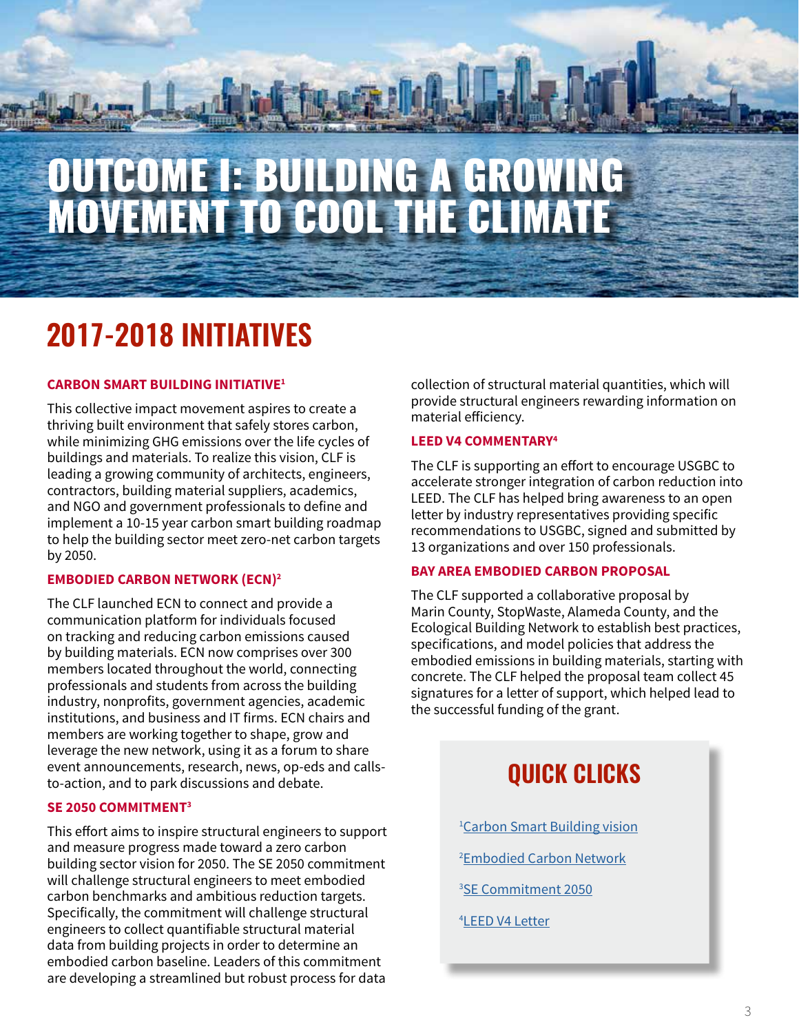# OUTCOME I: BUILDING A GROWING MOVEMENT TO COOL THE CLIMATE

## 2017-2018 INITIATIVES

### CARBON SMART BUILDING INITIATIVE[1]

This collective impact movement aspires to create a thriving built environment that safely stores carbon, while minimizing GHG emissions over the life cycles of buildings and materials. To realize this vision, CLF is leading a growing community of architects, engineers, contractors, building material suppliers, academics, and NGO and government professionals to define and implement a 10-15 year carbon smart building roadmap to help the building sector meet zero-net carbon targets by 2050.

### EMBODIED CARBON NETWORK (ECN)[2]

The CLF launched ECN to connect and provide a communication platform for individuals focused on tracking and reducing carbon emissions caused by building materials. ECN now comprises over 300 members located throughout the world, connecting professionals and students from across the building industry, nonprofits, government agencies, academic institutions, and business and IT firms. ECN chairs and members are working together to shape, grow and leverage the new network, using it as a forum to share event announcements, research, news, op-eds and calls-to-action, and to park discussions and debate.

### SE 2050 COMMITMENT[3]

This effort aims to inspire structural engineers to support and measure progress made toward a zero carbon building sector vision for 2050. The SE 2050 commitment will challenge structural engineers to meet embodied carbon benchmarks and ambitious reduction targets. Specifically, the commitment will challenge structural engineers to collect quantifiable structural material data from building projects in order to determine an embodied carbon baseline. Leaders of this commitment are developing a streamlined but robust process for data collection of structural material quantities, which will provide structural engineers rewarding information on material efficiency.

### LEED V4 COMMENTARY[4]

The CLF is supporting an effort to encourage USGBC to accelerate stronger integration of carbon reduction into LEED. The CLF has helped bring awareness to an open letter by industry representatives providing specific recommendations to USGBC, signed and submitted by 13 organizations and over 150 professionals.

### BAY AREA EMBODIED CARBON PROPOSAL

The CLF supported a collaborative proposal by Marin County, StopWaste, Alameda County, and the Ecological Building Network to establish best practices, specifications, and model policies that address the embodied emissions in building materials, starting with concrete. The CLF helped the proposal team collect 45 signatures for a letter of support, which helped lead to the successful funding of the grant.

## QUICK CLICKS

[1] Carbon Smart Building vision

[2] Embodied Carbon Network

[3] SE Commitment 2050

[4] LEED V4 Letter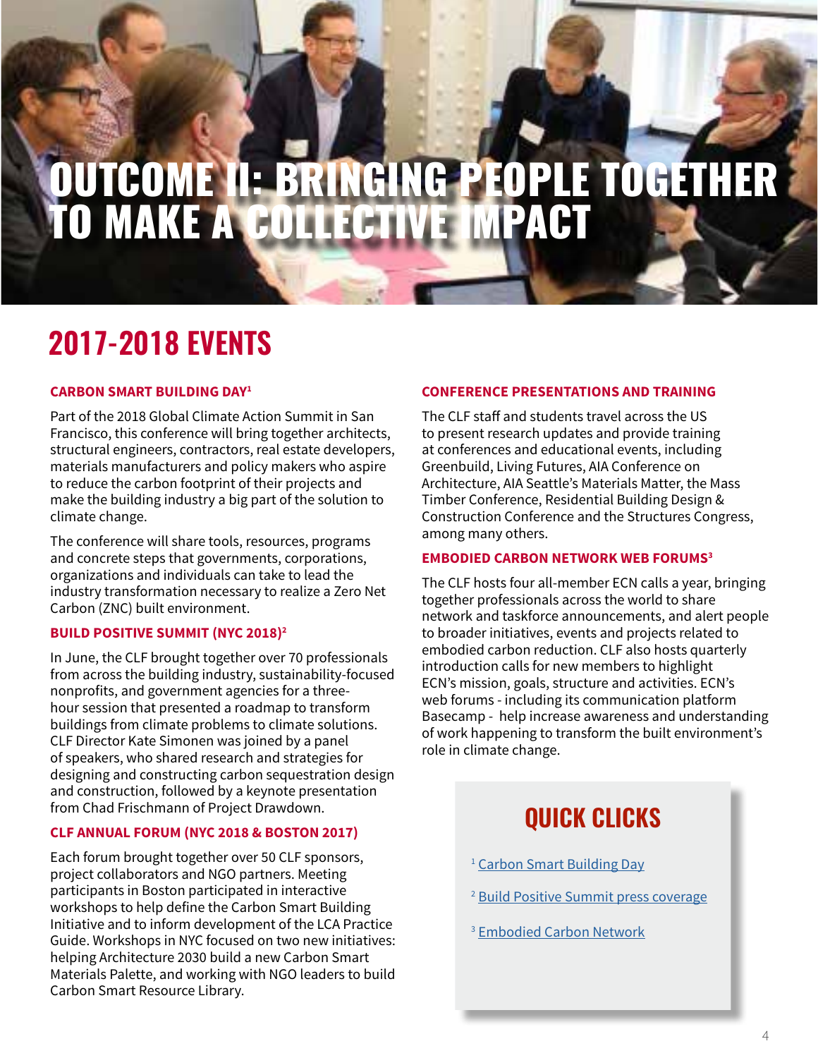# OUTCOME II: BRINGING PEOPLE TOGETHER TO MAKE A COLLECTIVE IMPACT

## 2017-2018 EVENTS

### CARBON SMART BUILDING DAY[1]

Part of the 2018 Global Climate Action Summit in San Francisco, this conference will bring together architects, structural engineers, contractors, real estate developers, materials manufacturers and policy makers who aspire to reduce the carbon footprint of their projects and make the building industry a big part of the solution to climate change.

The conference will share tools, resources, programs and concrete steps that governments, corporations, organizations and individuals can take to lead the industry transformation necessary to realize a Zero Net Carbon (ZNC) built environment.

### BUILD POSITIVE SUMMIT (NYC 2018)[2]

In June, the CLF brought together over 70 professionals from across the building industry, sustainability-focused nonprofits, and government agencies for a three-hour session that presented a roadmap to transform buildings from climate problems to climate solutions. CLF Director Kate Simonen was joined by a panel of speakers, who shared research and strategies for designing and constructing carbon sequestration design and construction, followed by a keynote presentation from Chad Frischmann of Project Drawdown.

### CLF ANNUAL FORUM (NYC 2018 & BOSTON 2017)

Each forum brought together over 50 CLF sponsors, project collaborators and NGO partners. Meeting participants in Boston participated in interactive workshops to help define the Carbon Smart Building Initiative and to inform development of the LCA Practice Guide. Workshops in NYC focused on two new initiatives: helping Architecture 2030 build a new Carbon Smart Materials Palette, and working with NGO leaders to build Carbon Smart Resource Library.

### CONFERENCE PRESENTATIONS AND TRAINING

The CLF staff and students travel across the US to present research updates and provide training at conferences and educational events, including Greenbuild, Living Futures, AIA Conference on Architecture, AIA Seattle's Materials Matter, the Mass Timber Conference, Residential Building Design & Construction Conference and the Structures Congress, among many others.

### EMBODIED CARBON NETWORK WEB FORUMS[3]

The CLF hosts four all-member ECN calls a year, bringing together professionals across the world to share network and taskforce announcements, and alert people to broader initiatives, events and projects related to embodied carbon reduction. CLF also hosts quarterly introduction calls for new members to highlight ECN's mission, goals, structure and activities. ECN's web forums - including its communication platform Basecamp - help increase awareness and understanding of work happening to transform the built environment's role in climate change.

## QUICK CLICKS

[1] Carbon Smart Building Day

[2] Build Positive Summit press coverage

[3] Embodied Carbon Network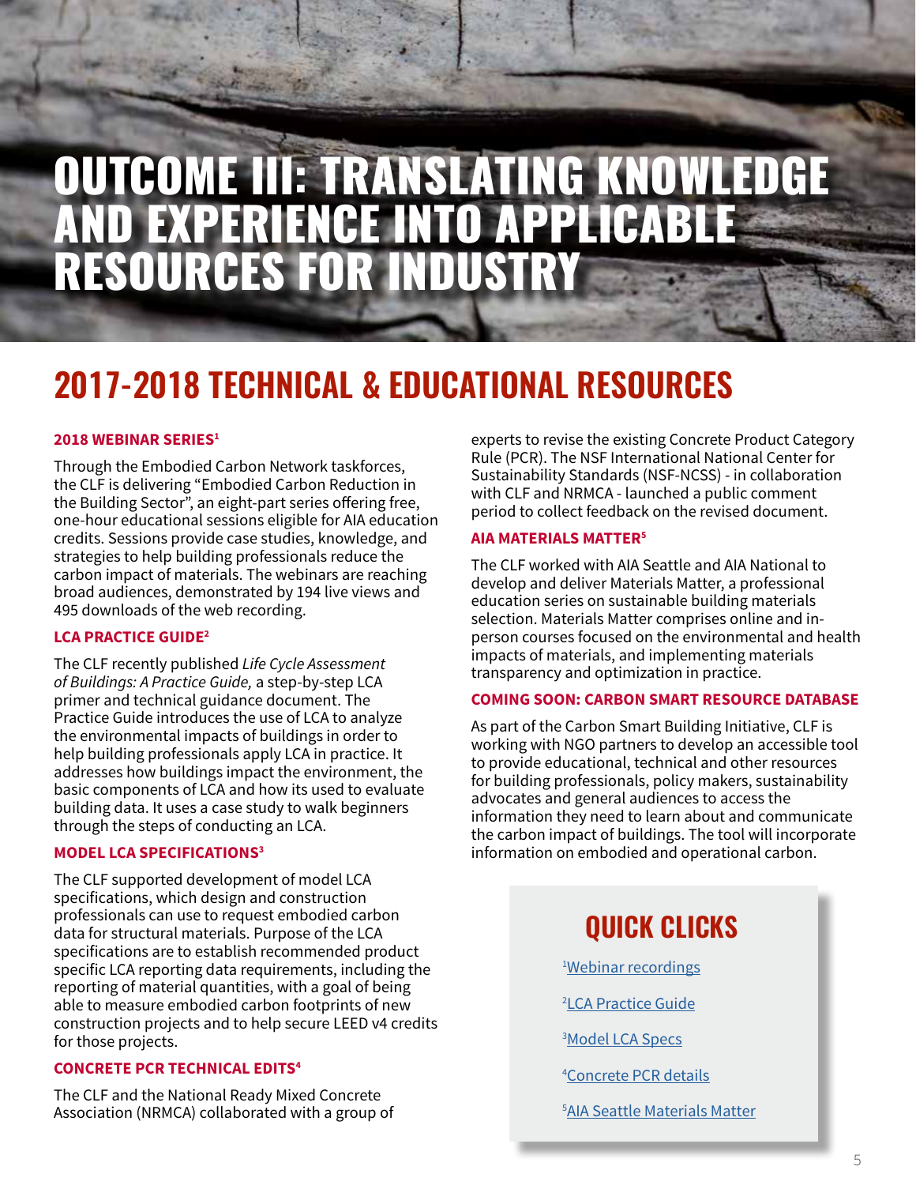# OUTCOME III: TRANSLATING KNOWLEDGE AND EXPERIENCE INTO APPLICABLE RESOURCES FOR INDUSTRY

## 2017-2018 TECHNICAL & EDUCATIONAL RESOURCES

### 2018 WEBINAR SERIES[1]

Through the Embodied Carbon Network taskforces, the CLF is delivering "Embodied Carbon Reduction in the Building Sector", an eight-part series offering free, one-hour educational sessions eligible for AIA education credits. Sessions provide case studies, knowledge, and strategies to help building professionals reduce the carbon impact of materials. The webinars are reaching broad audiences, demonstrated by 194 live views and 495 downloads of the web recording.

### LCA PRACTICE GUIDE[2]

The CLF recently published *Life Cycle Assessment of Buildings: A Practice Guide,* a step-by-step LCA primer and technical guidance document. The Practice Guide introduces the use of LCA to analyze the environmental impacts of buildings in order to help building professionals apply LCA in practice. It addresses how buildings impact the environment, the basic components of LCA and how its used to evaluate building data. It uses a case study to walk beginners through the steps of conducting an LCA.

### MODEL LCA SPECIFICATIONS[3]

The CLF supported development of model LCA specifications, which design and construction professionals can use to request embodied carbon data for structural materials. Purpose of the LCA specifications are to establish recommended product specific LCA reporting data requirements, including the reporting of material quantities, with a goal of being able to measure embodied carbon footprints of new construction projects and to help secure LEED v4 credits for those projects.

### CONCRETE PCR TECHNICAL EDITS[4]

The CLF and the National Ready Mixed Concrete Association (NRMCA) collaborated with a group of experts to revise the existing Concrete Product Category Rule (PCR). The NSF International National Center for Sustainability Standards (NSF-NCSS) - in collaboration with CLF and NRMCA - launched a public comment period to collect feedback on the revised document.

### AIA MATERIALS MATTER[5]

The CLF worked with AIA Seattle and AIA National to develop and deliver Materials Matter, a professional education series on sustainable building materials selection. Materials Matter comprises online and in-person courses focused on the environmental and health impacts of materials, and implementing materials transparency and optimization in practice.

### COMING SOON: CARBON SMART RESOURCE DATABASE

As part of the Carbon Smart Building Initiative, CLF is working with NGO partners to develop an accessible tool to provide educational, technical and other resources for building professionals, policy makers, sustainability advocates and general audiences to access the information they need to learn about and communicate the carbon impact of buildings. The tool will incorporate information on embodied and operational carbon.

## QUICK CLICKS

[1] Webinar recordings

[2] LCA Practice Guide

[3] Model LCA Specs

[4] Concrete PCR details

[5] AIA Seattle Materials Matter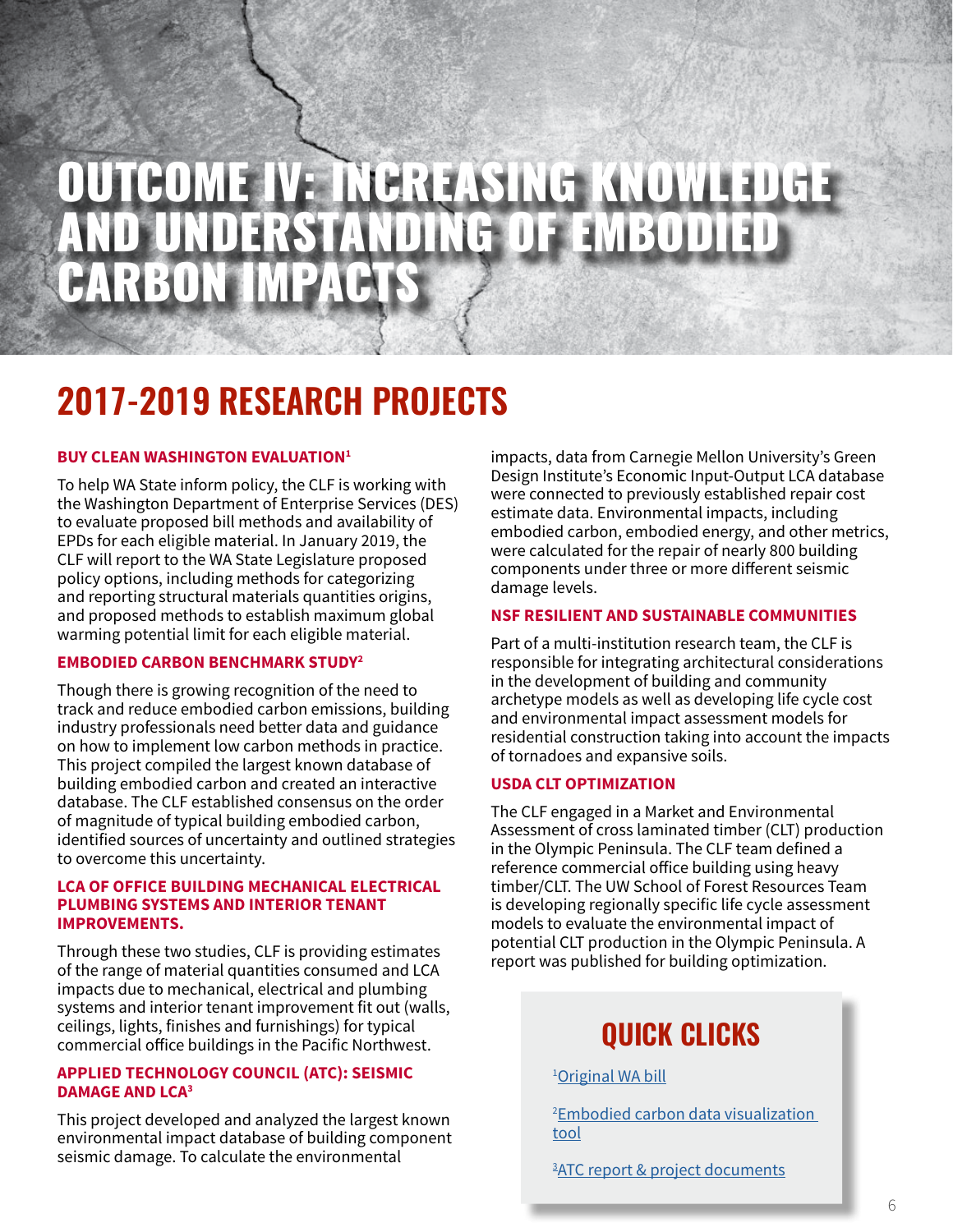# OUTCOME IV: INCREASING KNOWLEDGE AND UNDERSTANDING OF EMBODIED CARBON IMPACTS

## 2017-2019 RESEARCH PROJECTS

### BUY CLEAN WASHINGTON EVALUATION[1]

To help WA State inform policy, the CLF is working with the Washington Department of Enterprise Services (DES) to evaluate proposed bill methods and availability of EPDs for each eligible material. In January 2019, the CLF will report to the WA State Legislature proposed policy options, including methods for categorizing and reporting structural materials quantities origins, and proposed methods to establish maximum global warming potential limit for each eligible material.

### EMBODIED CARBON BENCHMARK STUDY[2]

Though there is growing recognition of the need to track and reduce embodied carbon emissions, building industry professionals need better data and guidance on how to implement low carbon methods in practice. This project compiled the largest known database of building embodied carbon and created an interactive database. The CLF established consensus on the order of magnitude of typical building embodied carbon, identified sources of uncertainty and outlined strategies to overcome this uncertainty.

### LCA OF OFFICE BUILDING MECHANICAL ELECTRICAL PLUMBING SYSTEMS AND INTERIOR TENANT IMPROVEMENTS.

Through these two studies, CLF is providing estimates of the range of material quantities consumed and LCA impacts due to mechanical, electrical and plumbing systems and interior tenant improvement fit out (walls, ceilings, lights, finishes and furnishings) for typical commercial office buildings in the Pacific Northwest.

### APPLIED TECHNOLOGY COUNCIL (ATC): SEISMIC DAMAGE AND LCA[3]

This project developed and analyzed the largest known environmental impact database of building component seismic damage. To calculate the environmental impacts, data from Carnegie Mellon University's Green Design Institute's Economic Input-Output LCA database were connected to previously established repair cost estimate data. Environmental impacts, including embodied carbon, embodied energy, and other metrics, were calculated for the repair of nearly 800 building components under three or more different seismic damage levels.

### NSF RESILIENT AND SUSTAINABLE COMMUNITIES

Part of a multi-institution research team, the CLF is responsible for integrating architectural considerations in the development of building and community archetype models as well as developing life cycle cost and environmental impact assessment models for residential construction taking into account the impacts of tornadoes and expansive soils.

### USDA CLT OPTIMIZATION

The CLF engaged in a Market and Environmental Assessment of cross laminated timber (CLT) production in the Olympic Peninsula. The CLF team defined a reference commercial office building using heavy timber/CLT. The UW School of Forest Resources Team is developing regionally specific life cycle assessment models to evaluate the environmental impact of potential CLT production in the Olympic Peninsula. A report was published for building optimization.

## QUICK CLICKS

[1] Original WA bill

[2] Embodied carbon data visualization tool

[3] ATC report & project documents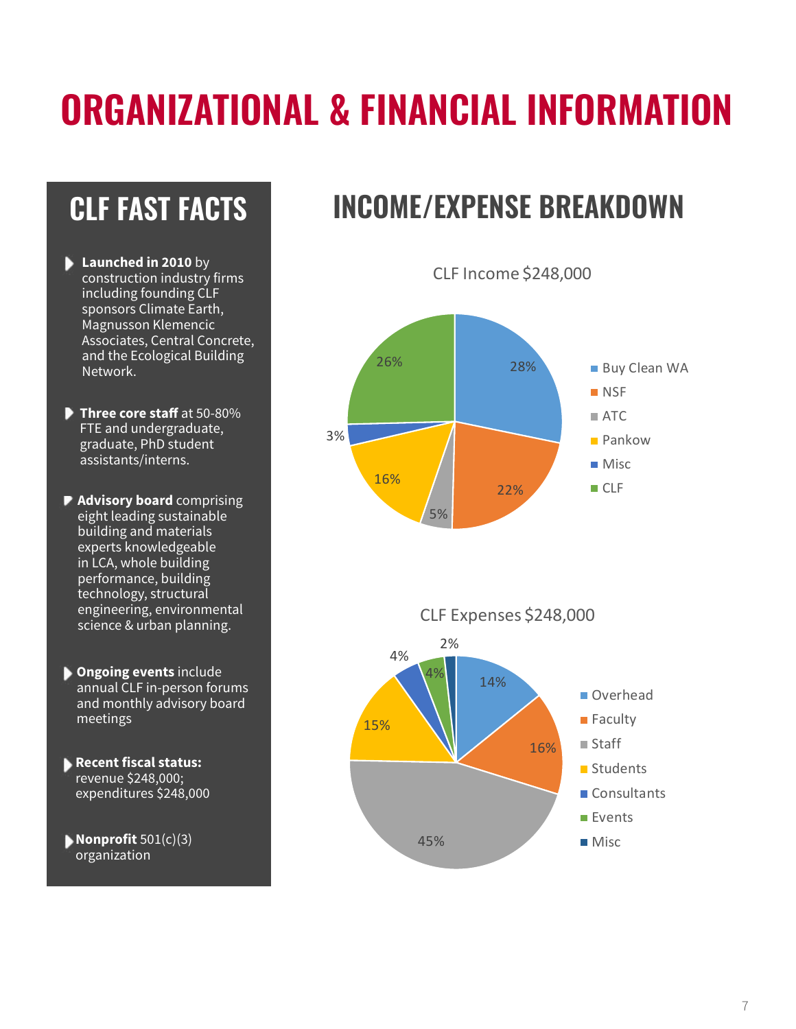# ORGANIZATIONAL & FINANCIAL INFORMATION

## CLF FAST FACTS

- **Launched in 2010** by construction industry firms including founding CLF sponsors Climate Earth, Magnusson Klemencic Associates, Central Concrete, and the Ecological Building Network.
- **Three core staff** at 50-80% FTE and undergraduate, graduate, PhD student assistants/interns.
- **Advisory board** comprising eight leading sustainable building and materials experts knowledgeable in LCA, whole building performance, building technology, structural engineering, environmental science & urban planning.
- **Ongoing events** include annual CLF in-person forums and monthly advisory board meetings
- **Recent fiscal status:** revenue $248,000; expenditures $248,000
- **Nonprofit** 501(c)(3) organization

## INCOME/EXPENSE BREAKDOWN

CLF Income $248,000

| Source | Share |
|---|---|
| Buy Clean WA | 28% |
| NSF | 22% |
| ATC | 5% |
| Pankow | 16% |
| Misc | 3% |
| CLF | 26% |

CLF Expenses $248,000

| Category | Share |
|---|---|
| Overhead | 14% |
| Faculty | 16% |
| Staff | 45% |
| Students | 15% |
| Consultants | 4% |
| Events | 4% |
| Misc | 2% |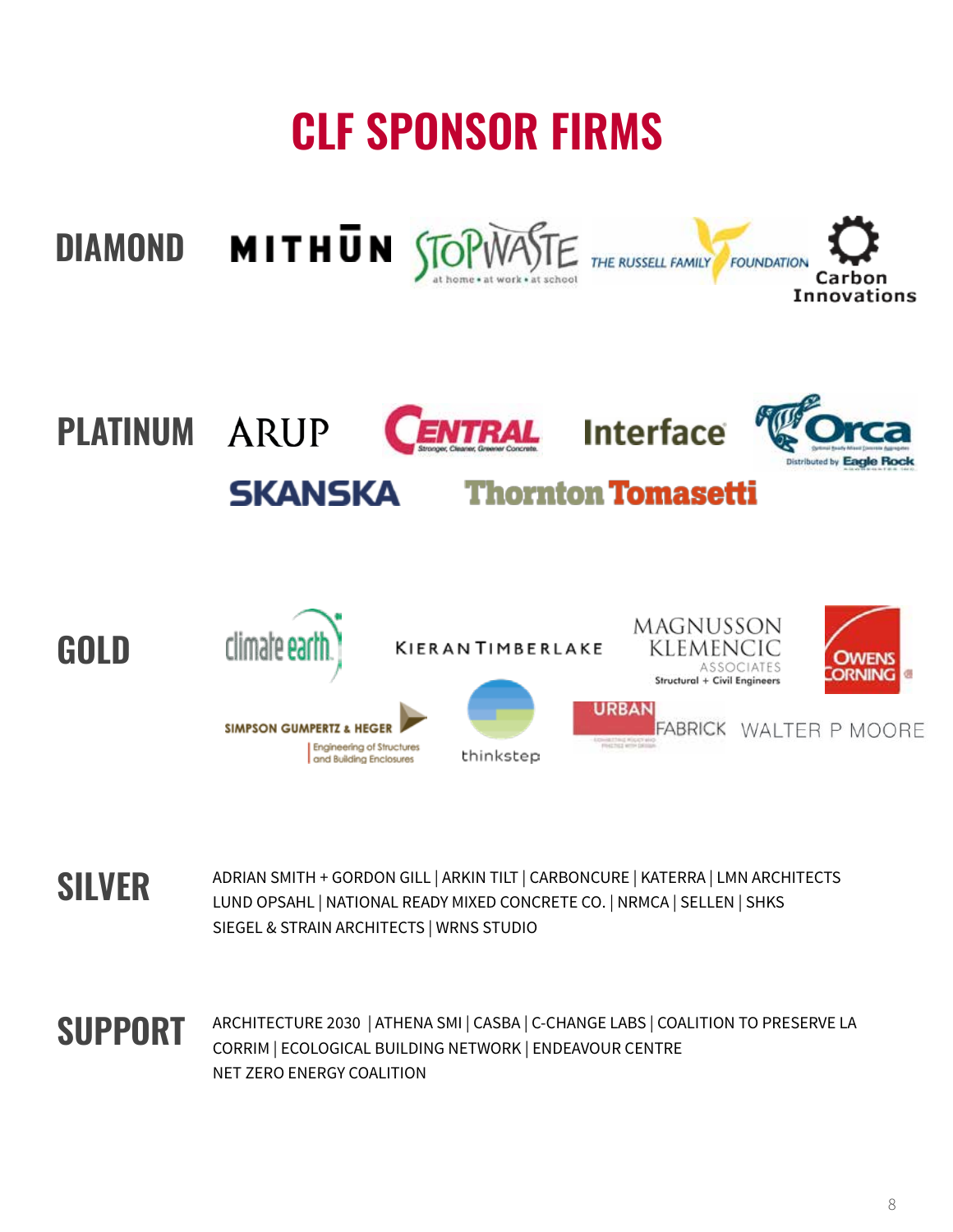# CLF SPONSOR FIRMS

## DIAMOND

MITHŪN | StopWaste (at home • at work • at school) | The Russell Family Foundation | Carbon Innovations

## PLATINUM

ARUP | Central (Stronger, Cleaner, Greener Concrete.) | Interface | Orca (Distributed by Eagle Rock) | SKANSKA | Thornton Tomasetti

## GOLD

climate earth | KIERANTIMBERLAKE | MAGNUSSON KLEMENCIC ASSOCIATES (Structural + Civil Engineers) | OWENS CORNING | SIMPSON GUMPERTZ & HEGER (Engineering of Structures and Building Enclosures) | thinkstep | URBAN FABRICK | WALTER P MOORE

## SILVER

ADRIAN SMITH + GORDON GILL | ARKIN TILT | CARBONCURE | KATERRA | LMN ARCHITECTS
LUND OPSAHL | NATIONAL READY MIXED CONCRETE CO. | NRMCA | SELLEN | SHKS
SIEGEL & STRAIN ARCHITECTS | WRNS STUDIO

## SUPPORT

ARCHITECTURE 2030 | ATHENA SMI | CASBA | C-CHANGE LABS | COALITION TO PRESERVE LA
CORRIM | ECOLOGICAL BUILDING NETWORK | ENDEAVOUR CENTRE
NET ZERO ENERGY COALITION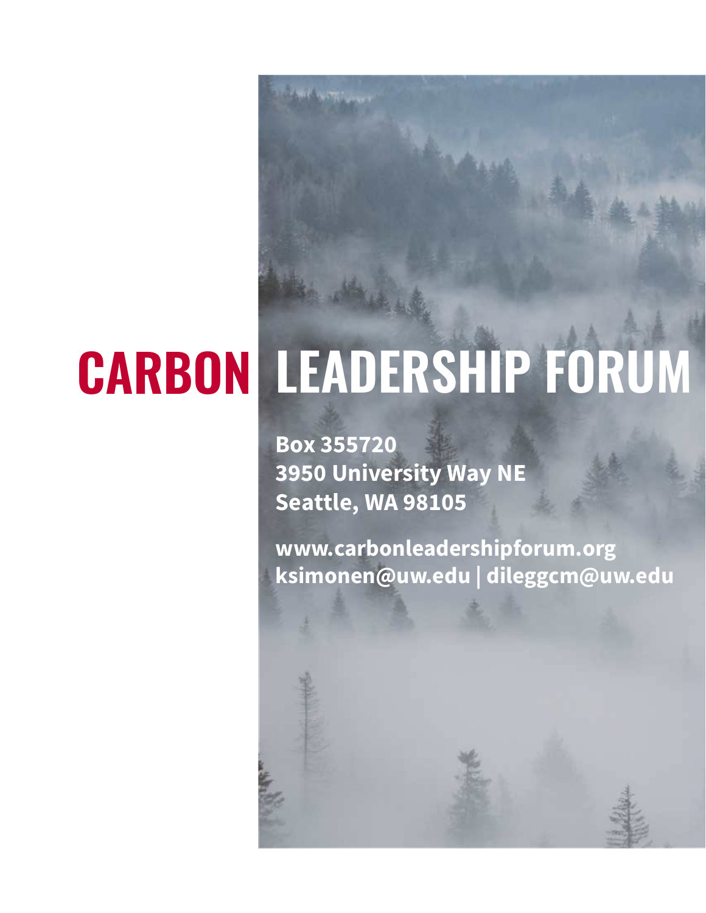# CARBON LEADERSHIP FORUM

**Box 355720**
**3950 University Way NE**
**Seattle, WA 98105**

**www.carbonleadershipforum.org**
**ksimonen@uw.edu | dileggcm@uw.edu**